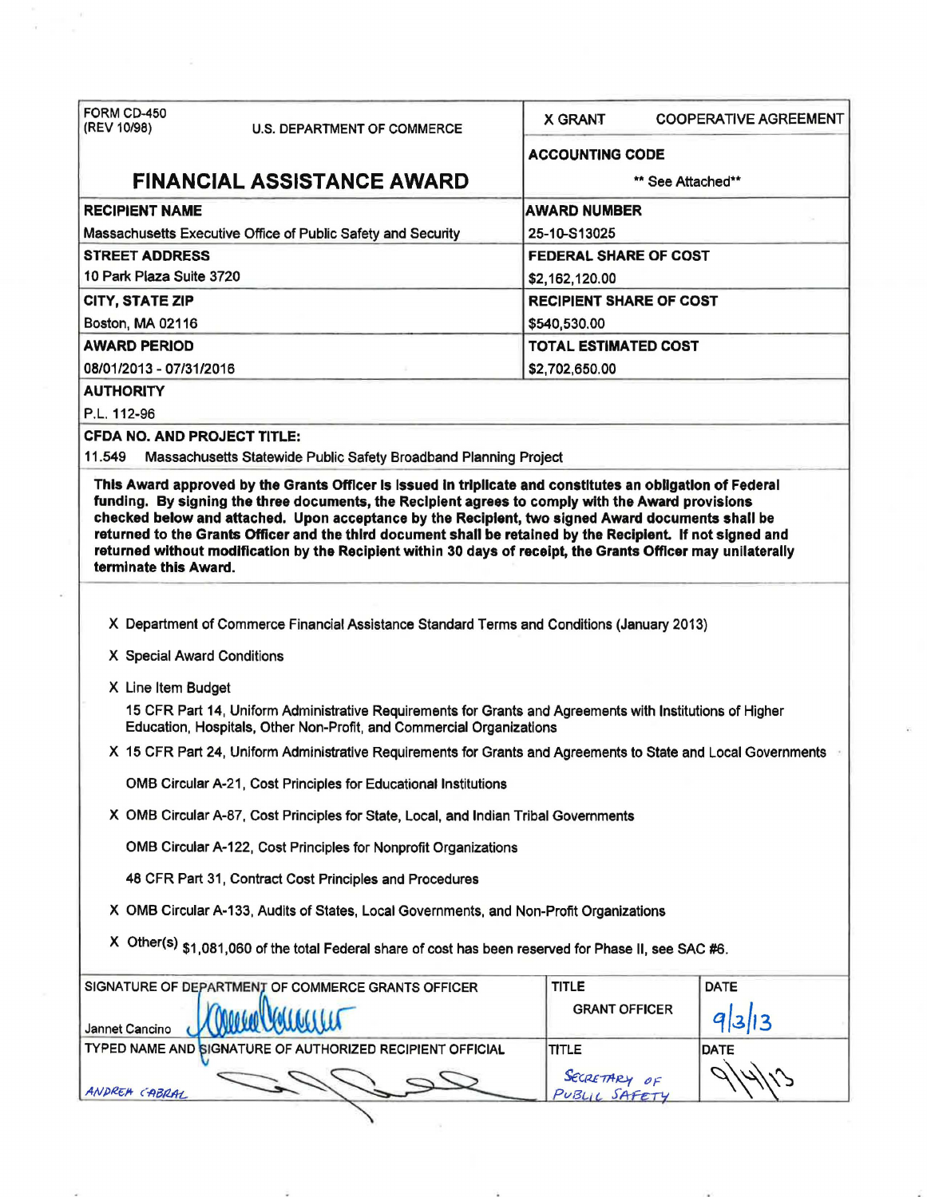| FORM CD-450 (REV 10/98) U.S. DEPARTMENT OF COMMERCE | X GRANT COOPERATIVE AGREEMENT |
| --- | --- |
| **FINANCIAL ASSISTANCE AWARD** | **ACCOUNTING CODE** ** See Attached** |
| **RECIPIENT NAME** Massachusetts Executive Office of Public Safety and Security | **AWARD NUMBER** 25-10-S13025 |
| **STREET ADDRESS** 10 Park Plaza Suite 3720 | **FEDERAL SHARE OF COST** $2,162,120.00 |
| **CITY, STATE ZIP** Boston, MA 02116 | **RECIPIENT SHARE OF COST** $540,530.00 |
| **AWARD PERIOD** 08/01/2013 - 07/31/2016 | **TOTAL ESTIMATED COST** $2,702,650.00 |

**AUTHORITY**

P.L. 112-96

**CFDA NO. AND PROJECT TITLE:**

11.549 Massachusetts Statewide Public Safety Broadband Planning Project

**This Award approved by the Grants Officer is issued in triplicate and constitutes an obligation of Federal funding. By signing the three documents, the Recipient agrees to comply with the Award provisions checked below and attached. Upon acceptance by the Recipient, two signed Award documents shall be returned to the Grants Officer and the third document shall be retained by the Recipient. If not signed and returned without modification by the Recipient within 30 days of receipt, the Grants Officer may unilaterally terminate this Award.**

X Department of Commerce Financial Assistance Standard Terms and Conditions (January 2013)

X Special Award Conditions

X Line Item Budget

15 CFR Part 14, Uniform Administrative Requirements for Grants and Agreements with Institutions of Higher Education, Hospitals, Other Non-Profit, and Commercial Organizations

X 15 CFR Part 24, Uniform Administrative Requirements for Grants and Agreements to State and Local Governments

OMB Circular A-21, Cost Principles for Educational Institutions

X OMB Circular A-87, Cost Principles for State, Local, and Indian Tribal Governments

OMB Circular A-122, Cost Principles for Nonprofit Organizations

48 CFR Part 31, Contract Cost Principles and Procedures

X OMB Circular A-133, Audits of States, Local Governments, and Non-Profit Organizations

X Other(s) $1,081,060 of the total Federal share of cost has been reserved for Phase II, see SAC #6.

| SIGNATURE OF DEPARTMENT OF COMMERCE GRANTS OFFICER | TITLE | DATE |
| --- | --- | --- |
| Jannet Cancino | GRANT OFFICER | 9/3/13 |
| TYPED NAME AND SIGNATURE OF AUTHORIZED RECIPIENT OFFICIAL | TITLE | DATE |
| ANDREW CABRAL | SECRETARY OF PUBLIC SAFETY | 9/4/13 |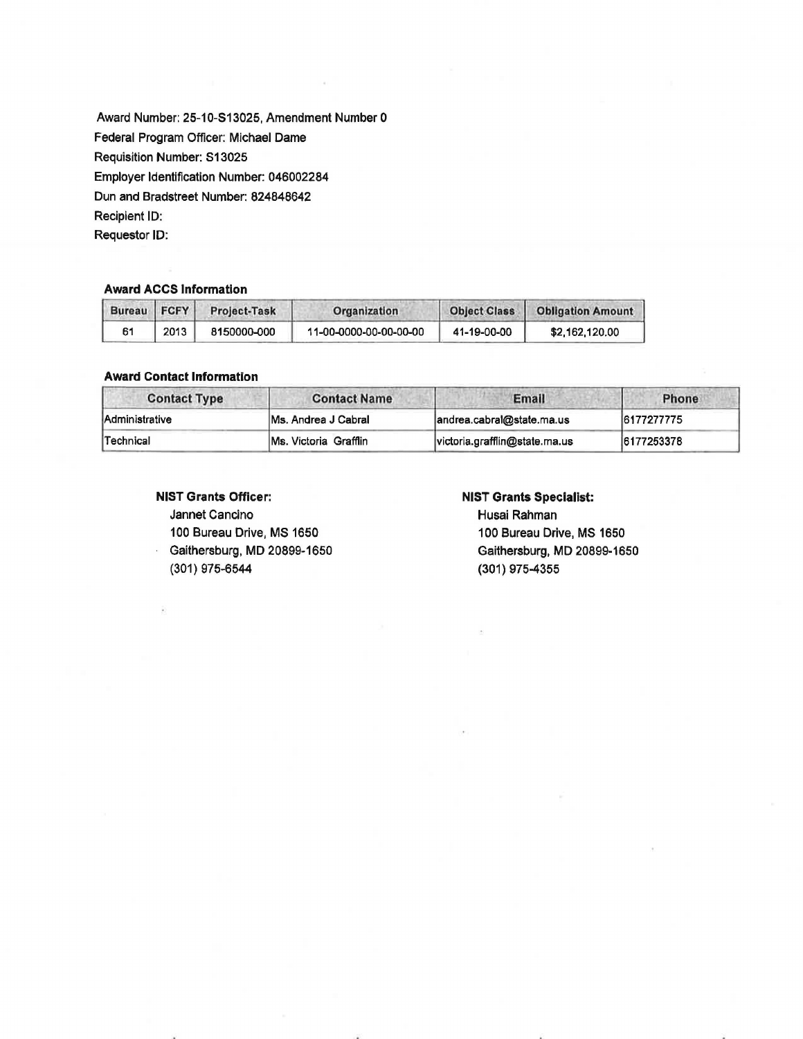Award Number: 25-10-S13025, Amendment Number 0
Federal Program Officer: Michael Dame
Requisition Number: S13025
Employer Identification Number: 046002284
Dun and Bradstreet Number: 824848642
Recipient ID:
Requestor ID:

**Award ACCS Information**

| Bureau | FCFY | Project-Task | Organization | Object Class | Obligation Amount |
|---|---|---|---|---|---|
| 61 | 2013 | 8150000-000 | 11-00-0000-00-00-00-00 | 41-19-00-00 | $2,162,120.00 |

**Award Contact Information**

| Contact Type | Contact Name | Email | Phone |
|---|---|---|---|
| Administrative | Ms. Andrea J Cabral | andrea.cabral@state.ma.us | 6177277775 |
| Technical | Ms. Victoria Grafflin | victoria.grafflin@state.ma.us | 6177253378 |

**NIST Grants Officer:**
Jannet Cancino
100 Bureau Drive, MS 1650
Gaithersburg, MD 20899-1650
(301) 975-6544

**NIST Grants Specialist:**
Husai Rahman
100 Bureau Drive, MS 1650
Gaithersburg, MD 20899-1650
(301) 975-4355